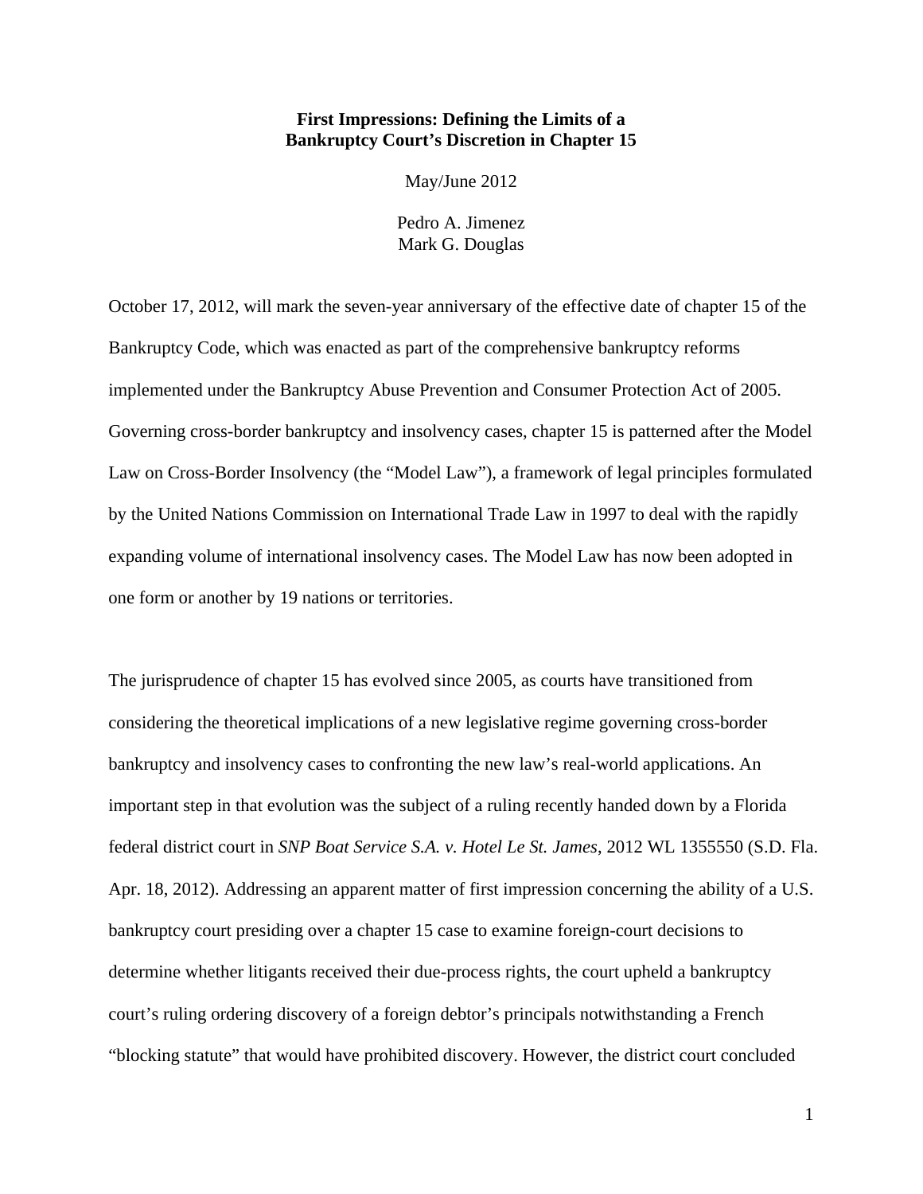# First Impressions: Defining the Limits of a Bankruptcy Court's Discretion in Chapter 15

May/June 2012

Pedro A. Jimenez
Mark G. Douglas

October 17, 2012, will mark the seven-year anniversary of the effective date of chapter 15 of the Bankruptcy Code, which was enacted as part of the comprehensive bankruptcy reforms implemented under the Bankruptcy Abuse Prevention and Consumer Protection Act of 2005. Governing cross-border bankruptcy and insolvency cases, chapter 15 is patterned after the Model Law on Cross-Border Insolvency (the "Model Law"), a framework of legal principles formulated by the United Nations Commission on International Trade Law in 1997 to deal with the rapidly expanding volume of international insolvency cases. The Model Law has now been adopted in one form or another by 19 nations or territories.

The jurisprudence of chapter 15 has evolved since 2005, as courts have transitioned from considering the theoretical implications of a new legislative regime governing cross-border bankruptcy and insolvency cases to confronting the new law's real-world applications. An important step in that evolution was the subject of a ruling recently handed down by a Florida federal district court in *SNP Boat Service S.A. v. Hotel Le St. James*, 2012 WL 1355550 (S.D. Fla. Apr. 18, 2012). Addressing an apparent matter of first impression concerning the ability of a U.S. bankruptcy court presiding over a chapter 15 case to examine foreign-court decisions to determine whether litigants received their due-process rights, the court upheld a bankruptcy court's ruling ordering discovery of a foreign debtor's principals notwithstanding a French "blocking statute" that would have prohibited discovery. However, the district court concluded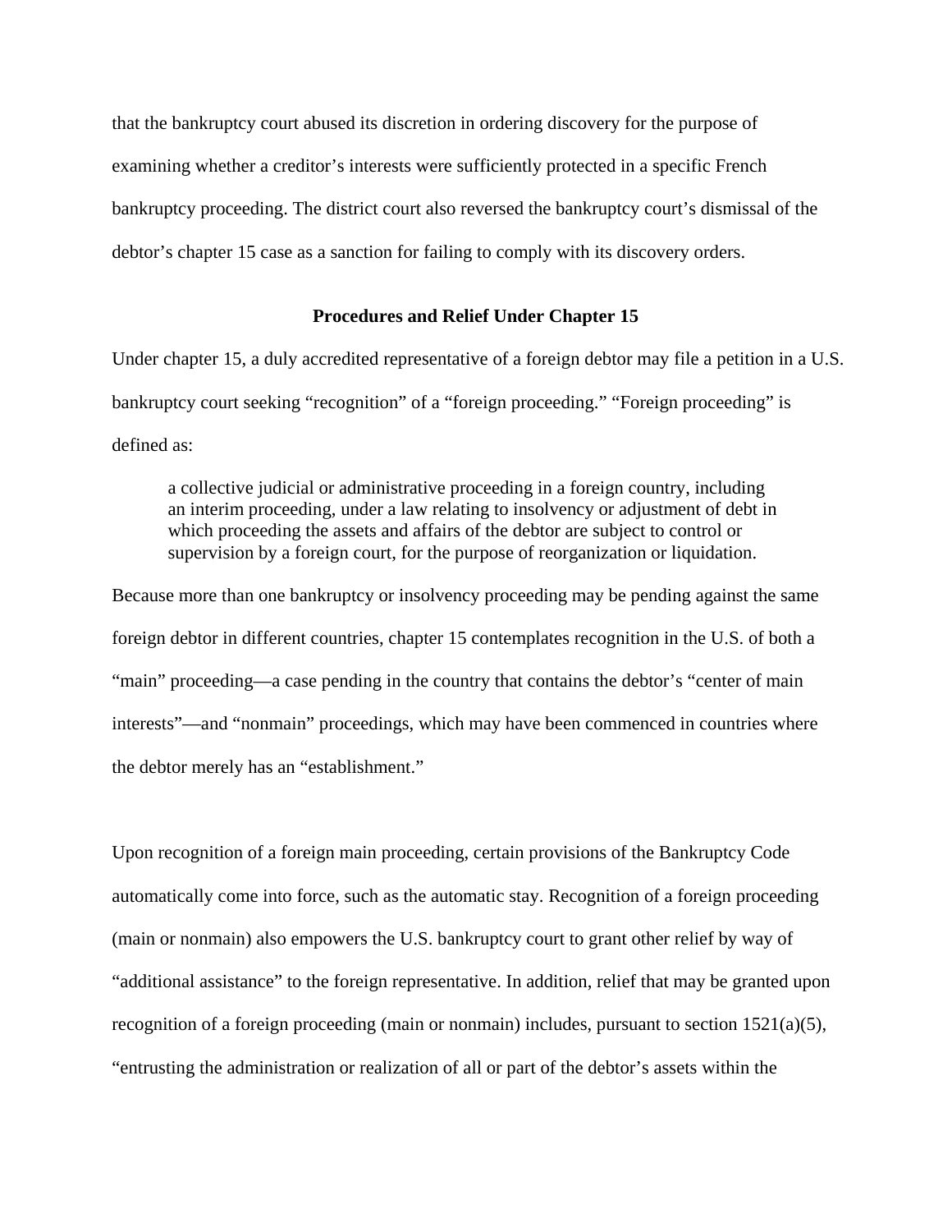that the bankruptcy court abused its discretion in ordering discovery for the purpose of examining whether a creditor's interests were sufficiently protected in a specific French bankruptcy proceeding. The district court also reversed the bankruptcy court's dismissal of the debtor's chapter 15 case as a sanction for failing to comply with its discovery orders.

**Procedures and Relief Under Chapter 15**

Under chapter 15, a duly accredited representative of a foreign debtor may file a petition in a U.S. bankruptcy court seeking "recognition" of a "foreign proceeding." "Foreign proceeding" is defined as:

> a collective judicial or administrative proceeding in a foreign country, including an interim proceeding, under a law relating to insolvency or adjustment of debt in which proceeding the assets and affairs of the debtor are subject to control or supervision by a foreign court, for the purpose of reorganization or liquidation.

Because more than one bankruptcy or insolvency proceeding may be pending against the same foreign debtor in different countries, chapter 15 contemplates recognition in the U.S. of both a "main" proceeding—a case pending in the country that contains the debtor's "center of main interests"—and "nonmain" proceedings, which may have been commenced in countries where the debtor merely has an "establishment."

Upon recognition of a foreign main proceeding, certain provisions of the Bankruptcy Code automatically come into force, such as the automatic stay. Recognition of a foreign proceeding (main or nonmain) also empowers the U.S. bankruptcy court to grant other relief by way of "additional assistance" to the foreign representative. In addition, relief that may be granted upon recognition of a foreign proceeding (main or nonmain) includes, pursuant to section 1521(a)(5), "entrusting the administration or realization of all or part of the debtor's assets within the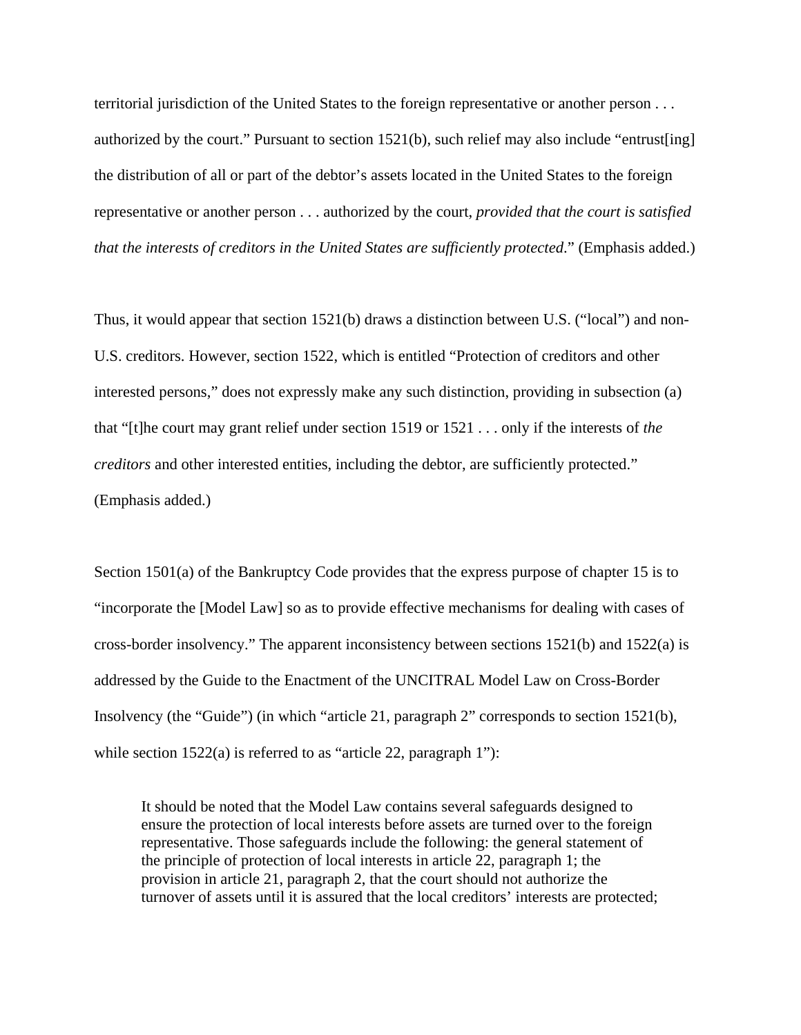territorial jurisdiction of the United States to the foreign representative or another person . . . authorized by the court." Pursuant to section 1521(b), such relief may also include "entrust[ing] the distribution of all or part of the debtor's assets located in the United States to the foreign representative or another person . . . authorized by the court, *provided that the court is satisfied that the interests of creditors in the United States are sufficiently protected*." (Emphasis added.)

Thus, it would appear that section 1521(b) draws a distinction between U.S. ("local") and non-U.S. creditors. However, section 1522, which is entitled "Protection of creditors and other interested persons," does not expressly make any such distinction, providing in subsection (a) that "[t]he court may grant relief under section 1519 or 1521 . . . only if the interests of *the creditors* and other interested entities, including the debtor, are sufficiently protected." (Emphasis added.)

Section 1501(a) of the Bankruptcy Code provides that the express purpose of chapter 15 is to "incorporate the [Model Law] so as to provide effective mechanisms for dealing with cases of cross-border insolvency." The apparent inconsistency between sections 1521(b) and 1522(a) is addressed by the Guide to the Enactment of the UNCITRAL Model Law on Cross-Border Insolvency (the "Guide") (in which "article 21, paragraph 2" corresponds to section 1521(b), while section 1522(a) is referred to as "article 22, paragraph 1"):

> It should be noted that the Model Law contains several safeguards designed to ensure the protection of local interests before assets are turned over to the foreign representative. Those safeguards include the following: the general statement of the principle of protection of local interests in article 22, paragraph 1; the provision in article 21, paragraph 2, that the court should not authorize the turnover of assets until it is assured that the local creditors' interests are protected;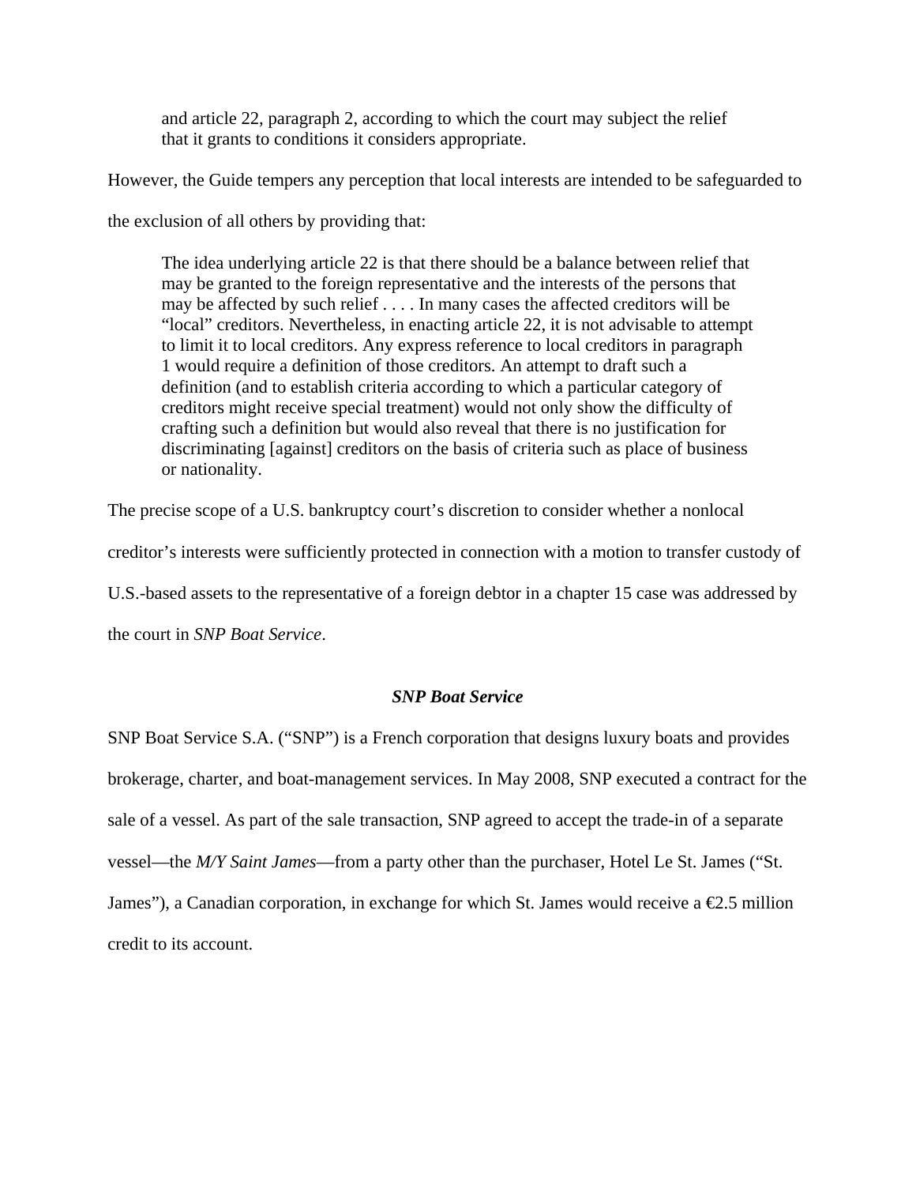> and article 22, paragraph 2, according to which the court may subject the relief that it grants to conditions it considers appropriate.

However, the Guide tempers any perception that local interests are intended to be safeguarded to the exclusion of all others by providing that:

> The idea underlying article 22 is that there should be a balance between relief that may be granted to the foreign representative and the interests of the persons that may be affected by such relief . . . . In many cases the affected creditors will be "local" creditors. Nevertheless, in enacting article 22, it is not advisable to attempt to limit it to local creditors. Any express reference to local creditors in paragraph 1 would require a definition of those creditors. An attempt to draft such a definition (and to establish criteria according to which a particular category of creditors might receive special treatment) would not only show the difficulty of crafting such a definition but would also reveal that there is no justification for discriminating [against] creditors on the basis of criteria such as place of business or nationality.

The precise scope of a U.S. bankruptcy court's discretion to consider whether a nonlocal creditor's interests were sufficiently protected in connection with a motion to transfer custody of U.S.-based assets to the representative of a foreign debtor in a chapter 15 case was addressed by the court in *SNP Boat Service*.

### *SNP Boat Service*

SNP Boat Service S.A. ("SNP") is a French corporation that designs luxury boats and provides brokerage, charter, and boat-management services. In May 2008, SNP executed a contract for the sale of a vessel. As part of the sale transaction, SNP agreed to accept the trade-in of a separate vessel—the *M/Y Saint James*—from a party other than the purchaser, Hotel Le St. James ("St. James"), a Canadian corporation, in exchange for which St. James would receive a €2.5 million credit to its account.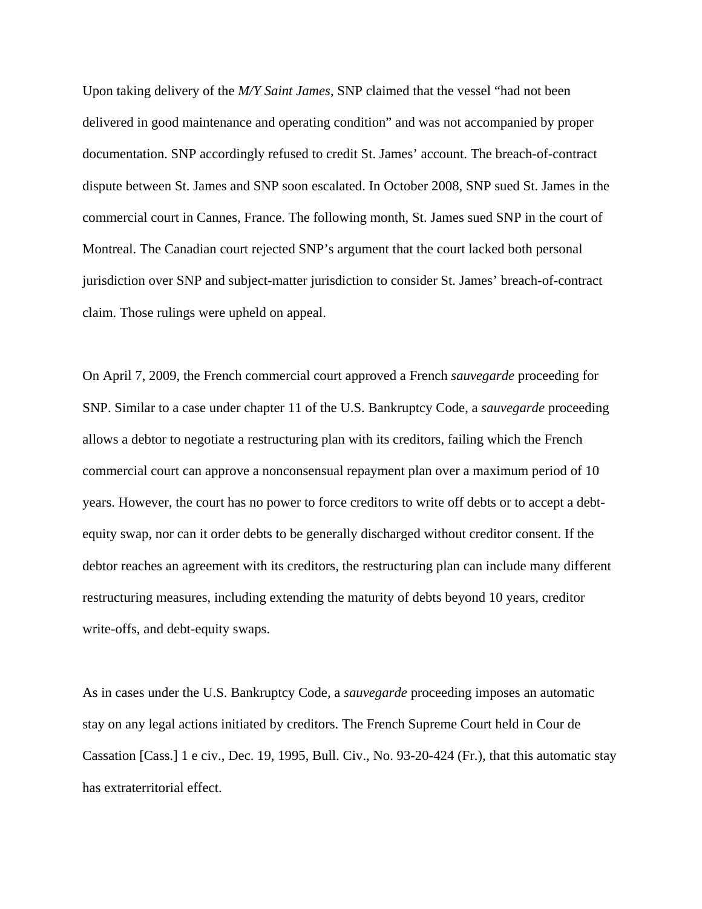Upon taking delivery of the *M/Y Saint James*, SNP claimed that the vessel "had not been delivered in good maintenance and operating condition" and was not accompanied by proper documentation. SNP accordingly refused to credit St. James' account. The breach-of-contract dispute between St. James and SNP soon escalated. In October 2008, SNP sued St. James in the commercial court in Cannes, France. The following month, St. James sued SNP in the court of Montreal. The Canadian court rejected SNP's argument that the court lacked both personal jurisdiction over SNP and subject-matter jurisdiction to consider St. James' breach-of-contract claim. Those rulings were upheld on appeal.

On April 7, 2009, the French commercial court approved a French *sauvegarde* proceeding for SNP. Similar to a case under chapter 11 of the U.S. Bankruptcy Code, a *sauvegarde* proceeding allows a debtor to negotiate a restructuring plan with its creditors, failing which the French commercial court can approve a nonconsensual repayment plan over a maximum period of 10 years. However, the court has no power to force creditors to write off debts or to accept a debt-equity swap, nor can it order debts to be generally discharged without creditor consent. If the debtor reaches an agreement with its creditors, the restructuring plan can include many different restructuring measures, including extending the maturity of debts beyond 10 years, creditor write-offs, and debt-equity swaps.

As in cases under the U.S. Bankruptcy Code, a *sauvegarde* proceeding imposes an automatic stay on any legal actions initiated by creditors. The French Supreme Court held in Cour de Cassation [Cass.] 1 e civ., Dec. 19, 1995, Bull. Civ., No. 93-20-424 (Fr.), that this automatic stay has extraterritorial effect.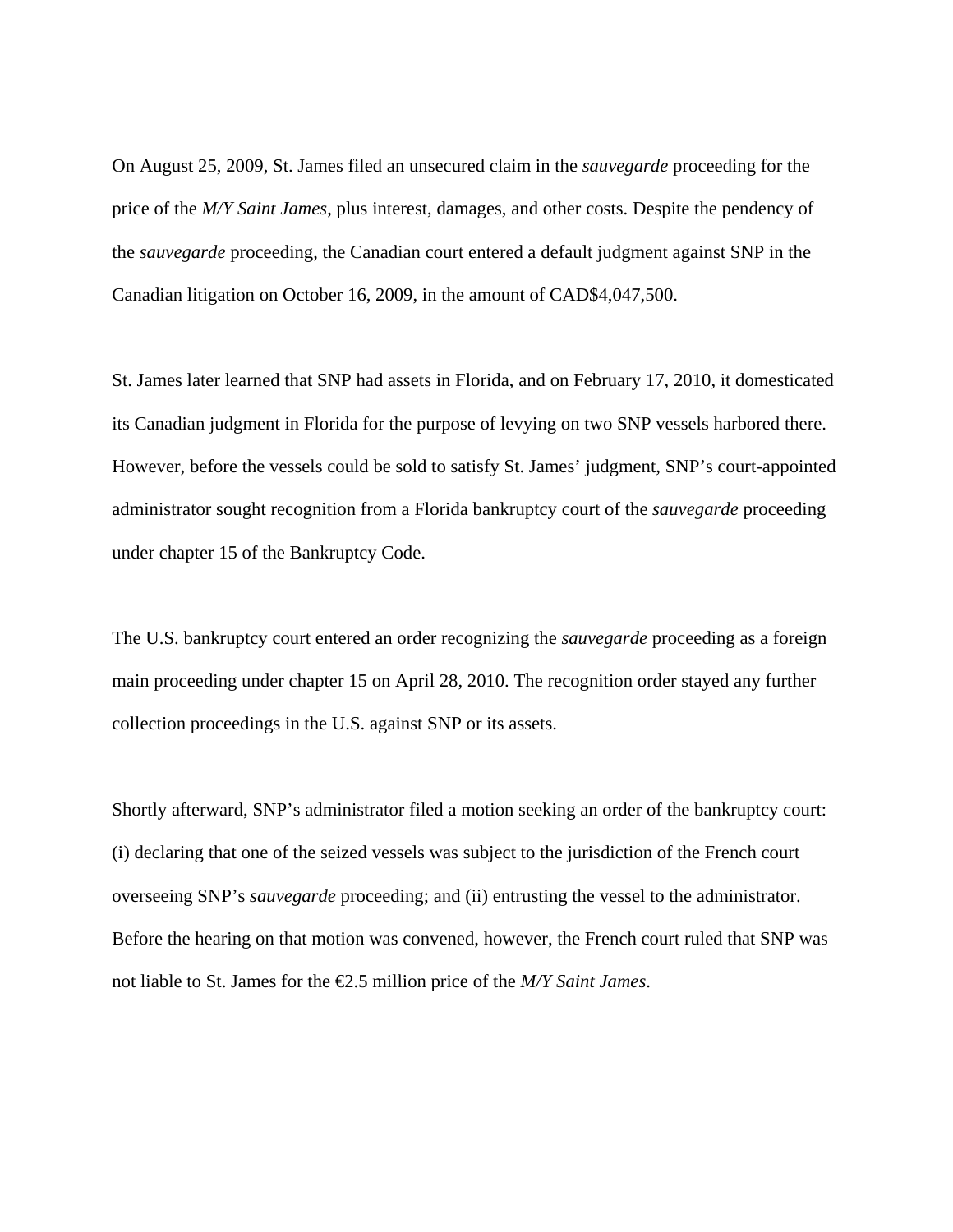On August 25, 2009, St. James filed an unsecured claim in the *sauvegarde* proceeding for the price of the *M/Y Saint James*, plus interest, damages, and other costs. Despite the pendency of the *sauvegarde* proceeding, the Canadian court entered a default judgment against SNP in the Canadian litigation on October 16, 2009, in the amount of CAD$4,047,500.

St. James later learned that SNP had assets in Florida, and on February 17, 2010, it domesticated its Canadian judgment in Florida for the purpose of levying on two SNP vessels harbored there. However, before the vessels could be sold to satisfy St. James' judgment, SNP's court-appointed administrator sought recognition from a Florida bankruptcy court of the *sauvegarde* proceeding under chapter 15 of the Bankruptcy Code.

The U.S. bankruptcy court entered an order recognizing the *sauvegarde* proceeding as a foreign main proceeding under chapter 15 on April 28, 2010. The recognition order stayed any further collection proceedings in the U.S. against SNP or its assets.

Shortly afterward, SNP's administrator filed a motion seeking an order of the bankruptcy court: (i) declaring that one of the seized vessels was subject to the jurisdiction of the French court overseeing SNP's *sauvegarde* proceeding; and (ii) entrusting the vessel to the administrator. Before the hearing on that motion was convened, however, the French court ruled that SNP was not liable to St. James for the €2.5 million price of the *M/Y Saint James*.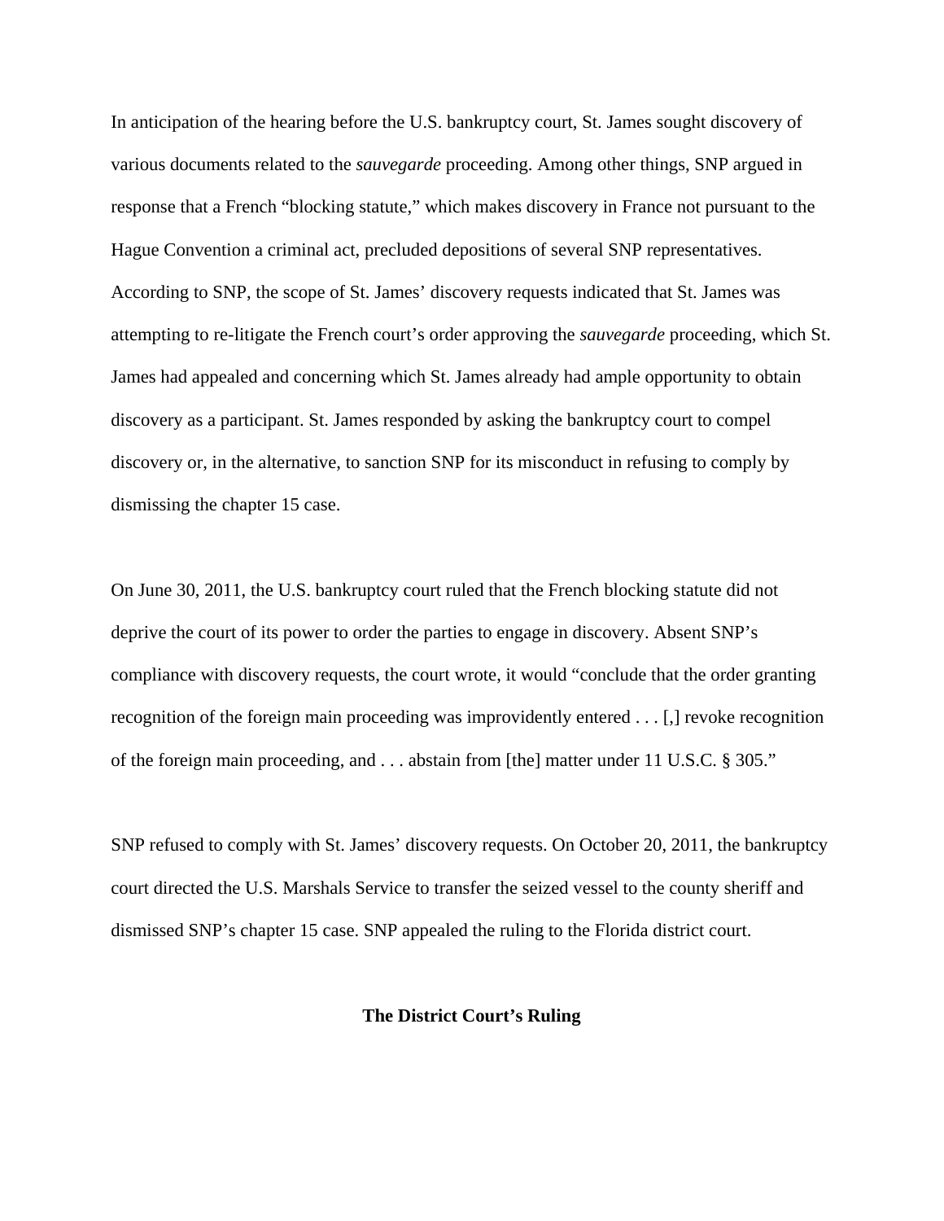In anticipation of the hearing before the U.S. bankruptcy court, St. James sought discovery of various documents related to the *sauvegarde* proceeding. Among other things, SNP argued in response that a French "blocking statute," which makes discovery in France not pursuant to the Hague Convention a criminal act, precluded depositions of several SNP representatives. According to SNP, the scope of St. James' discovery requests indicated that St. James was attempting to re-litigate the French court's order approving the *sauvegarde* proceeding, which St. James had appealed and concerning which St. James already had ample opportunity to obtain discovery as a participant. St. James responded by asking the bankruptcy court to compel discovery or, in the alternative, to sanction SNP for its misconduct in refusing to comply by dismissing the chapter 15 case.

On June 30, 2011, the U.S. bankruptcy court ruled that the French blocking statute did not deprive the court of its power to order the parties to engage in discovery. Absent SNP's compliance with discovery requests, the court wrote, it would "conclude that the order granting recognition of the foreign main proceeding was improvidently entered . . . [,] revoke recognition of the foreign main proceeding, and . . . abstain from [the] matter under 11 U.S.C. § 305."

SNP refused to comply with St. James' discovery requests. On October 20, 2011, the bankruptcy court directed the U.S. Marshals Service to transfer the seized vessel to the county sheriff and dismissed SNP's chapter 15 case. SNP appealed the ruling to the Florida district court.

## The District Court's Ruling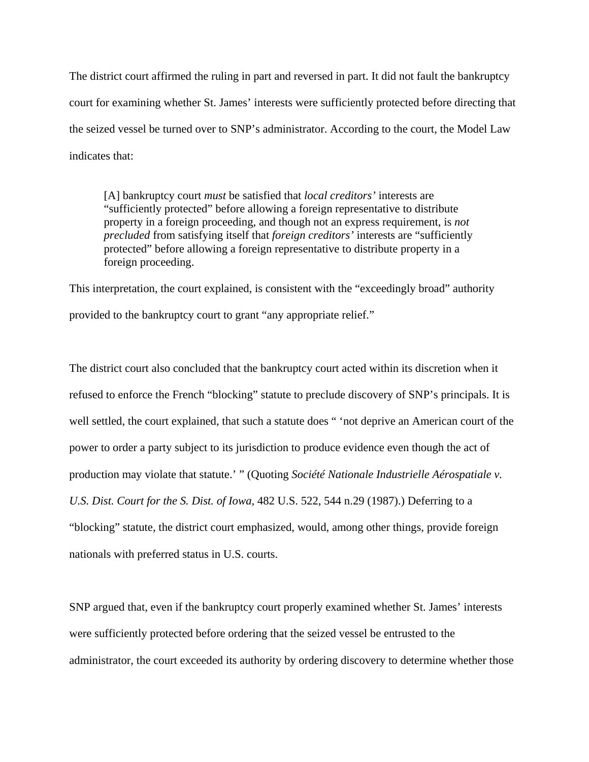The district court affirmed the ruling in part and reversed in part. It did not fault the bankruptcy court for examining whether St. James' interests were sufficiently protected before directing that the seized vessel be turned over to SNP's administrator. According to the court, the Model Law indicates that:

> [A] bankruptcy court *must* be satisfied that *local creditors'* interests are "sufficiently protected" before allowing a foreign representative to distribute property in a foreign proceeding, and though not an express requirement, is *not precluded* from satisfying itself that *foreign creditors'* interests are "sufficiently protected" before allowing a foreign representative to distribute property in a foreign proceeding.

This interpretation, the court explained, is consistent with the "exceedingly broad" authority provided to the bankruptcy court to grant "any appropriate relief."

The district court also concluded that the bankruptcy court acted within its discretion when it refused to enforce the French "blocking" statute to preclude discovery of SNP's principals. It is well settled, the court explained, that such a statute does " 'not deprive an American court of the power to order a party subject to its jurisdiction to produce evidence even though the act of production may violate that statute.' " (Quoting *Société Nationale Industrielle Aérospatiale v. U.S. Dist. Court for the S. Dist. of Iowa*, 482 U.S. 522, 544 n.29 (1987).) Deferring to a "blocking" statute, the district court emphasized, would, among other things, provide foreign nationals with preferred status in U.S. courts.

SNP argued that, even if the bankruptcy court properly examined whether St. James' interests were sufficiently protected before ordering that the seized vessel be entrusted to the administrator, the court exceeded its authority by ordering discovery to determine whether those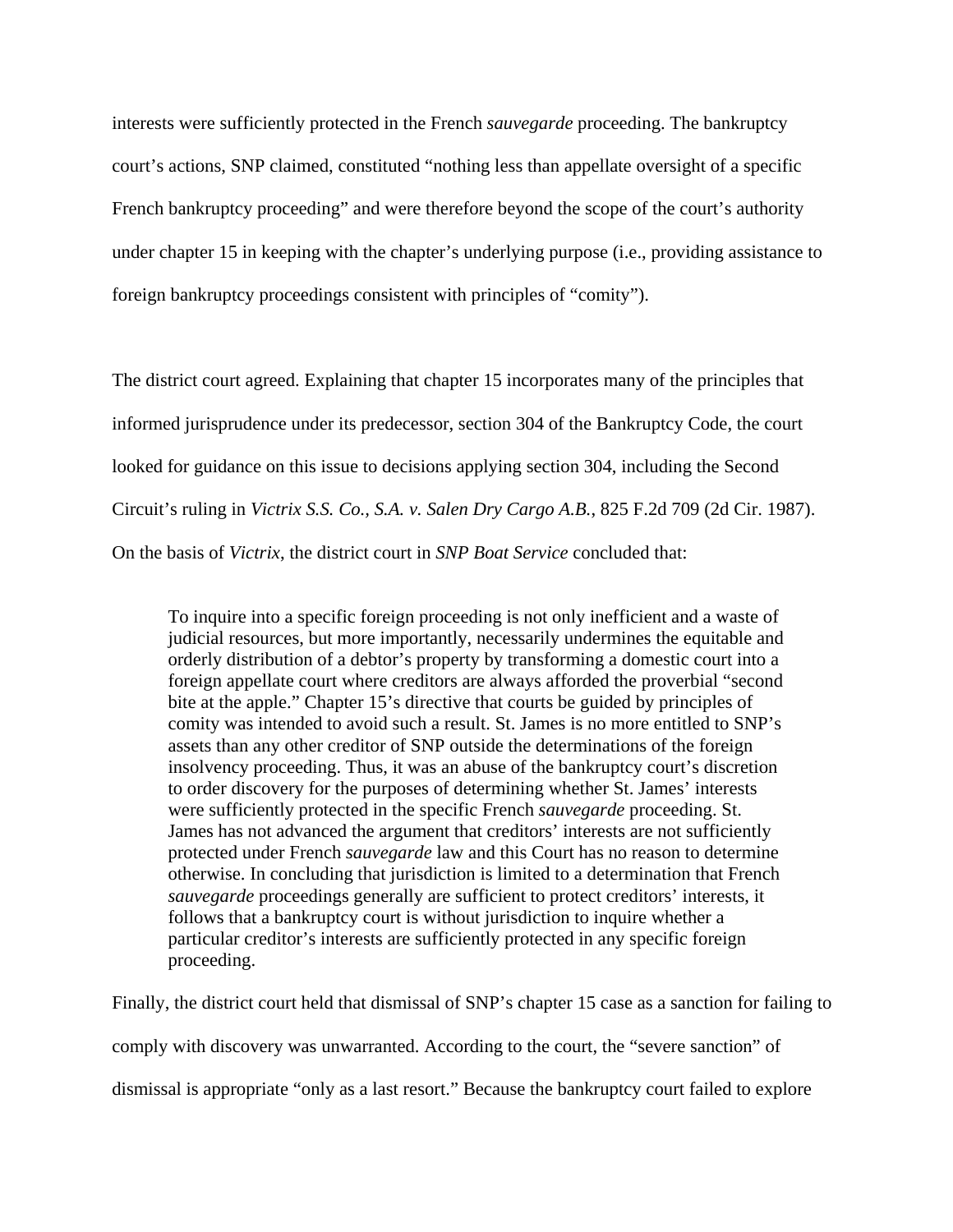interests were sufficiently protected in the French *sauvegarde* proceeding. The bankruptcy court's actions, SNP claimed, constituted "nothing less than appellate oversight of a specific French bankruptcy proceeding" and were therefore beyond the scope of the court's authority under chapter 15 in keeping with the chapter's underlying purpose (i.e., providing assistance to foreign bankruptcy proceedings consistent with principles of "comity").

The district court agreed. Explaining that chapter 15 incorporates many of the principles that informed jurisprudence under its predecessor, section 304 of the Bankruptcy Code, the court looked for guidance on this issue to decisions applying section 304, including the Second Circuit's ruling in *Victrix S.S. Co., S.A. v. Salen Dry Cargo A.B.*, 825 F.2d 709 (2d Cir. 1987). On the basis of *Victrix*, the district court in *SNP Boat Service* concluded that:

> To inquire into a specific foreign proceeding is not only inefficient and a waste of judicial resources, but more importantly, necessarily undermines the equitable and orderly distribution of a debtor's property by transforming a domestic court into a foreign appellate court where creditors are always afforded the proverbial "second bite at the apple." Chapter 15's directive that courts be guided by principles of comity was intended to avoid such a result. St. James is no more entitled to SNP's assets than any other creditor of SNP outside the determinations of the foreign insolvency proceeding. Thus, it was an abuse of the bankruptcy court's discretion to order discovery for the purposes of determining whether St. James' interests were sufficiently protected in the specific French *sauvegarde* proceeding. St. James has not advanced the argument that creditors' interests are not sufficiently protected under French *sauvegarde* law and this Court has no reason to determine otherwise. In concluding that jurisdiction is limited to a determination that French *sauvegarde* proceedings generally are sufficient to protect creditors' interests, it follows that a bankruptcy court is without jurisdiction to inquire whether a particular creditor's interests are sufficiently protected in any specific foreign proceeding.

Finally, the district court held that dismissal of SNP's chapter 15 case as a sanction for failing to comply with discovery was unwarranted. According to the court, the "severe sanction" of dismissal is appropriate "only as a last resort." Because the bankruptcy court failed to explore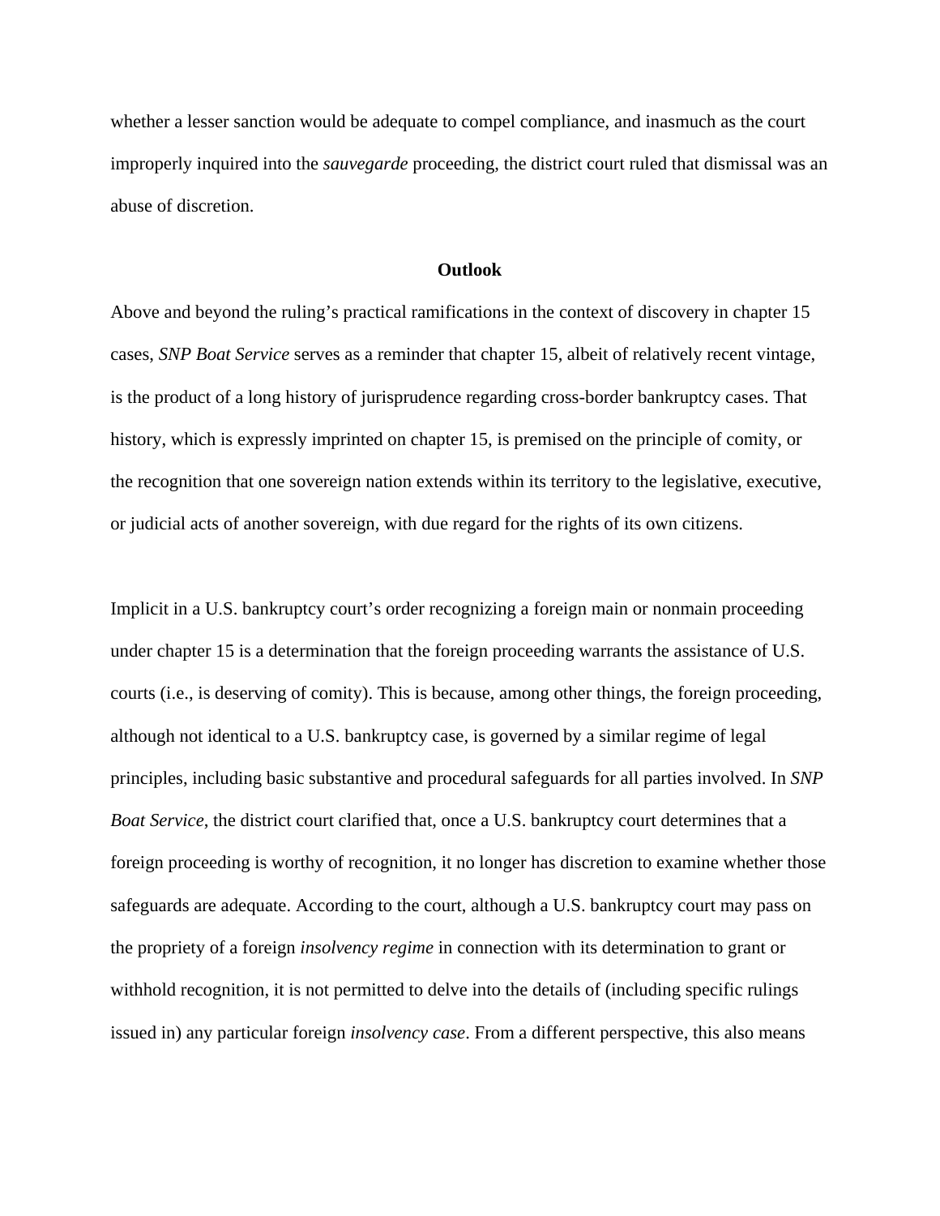whether a lesser sanction would be adequate to compel compliance, and inasmuch as the court improperly inquired into the *sauvegarde* proceeding, the district court ruled that dismissal was an abuse of discretion.

## Outlook

Above and beyond the ruling's practical ramifications in the context of discovery in chapter 15 cases, *SNP Boat Service* serves as a reminder that chapter 15, albeit of relatively recent vintage, is the product of a long history of jurisprudence regarding cross-border bankruptcy cases. That history, which is expressly imprinted on chapter 15, is premised on the principle of comity, or the recognition that one sovereign nation extends within its territory to the legislative, executive, or judicial acts of another sovereign, with due regard for the rights of its own citizens.

Implicit in a U.S. bankruptcy court's order recognizing a foreign main or nonmain proceeding under chapter 15 is a determination that the foreign proceeding warrants the assistance of U.S. courts (i.e., is deserving of comity). This is because, among other things, the foreign proceeding, although not identical to a U.S. bankruptcy case, is governed by a similar regime of legal principles, including basic substantive and procedural safeguards for all parties involved. In *SNP Boat Service*, the district court clarified that, once a U.S. bankruptcy court determines that a foreign proceeding is worthy of recognition, it no longer has discretion to examine whether those safeguards are adequate. According to the court, although a U.S. bankruptcy court may pass on the propriety of a foreign *insolvency regime* in connection with its determination to grant or withhold recognition, it is not permitted to delve into the details of (including specific rulings issued in) any particular foreign *insolvency case*. From a different perspective, this also means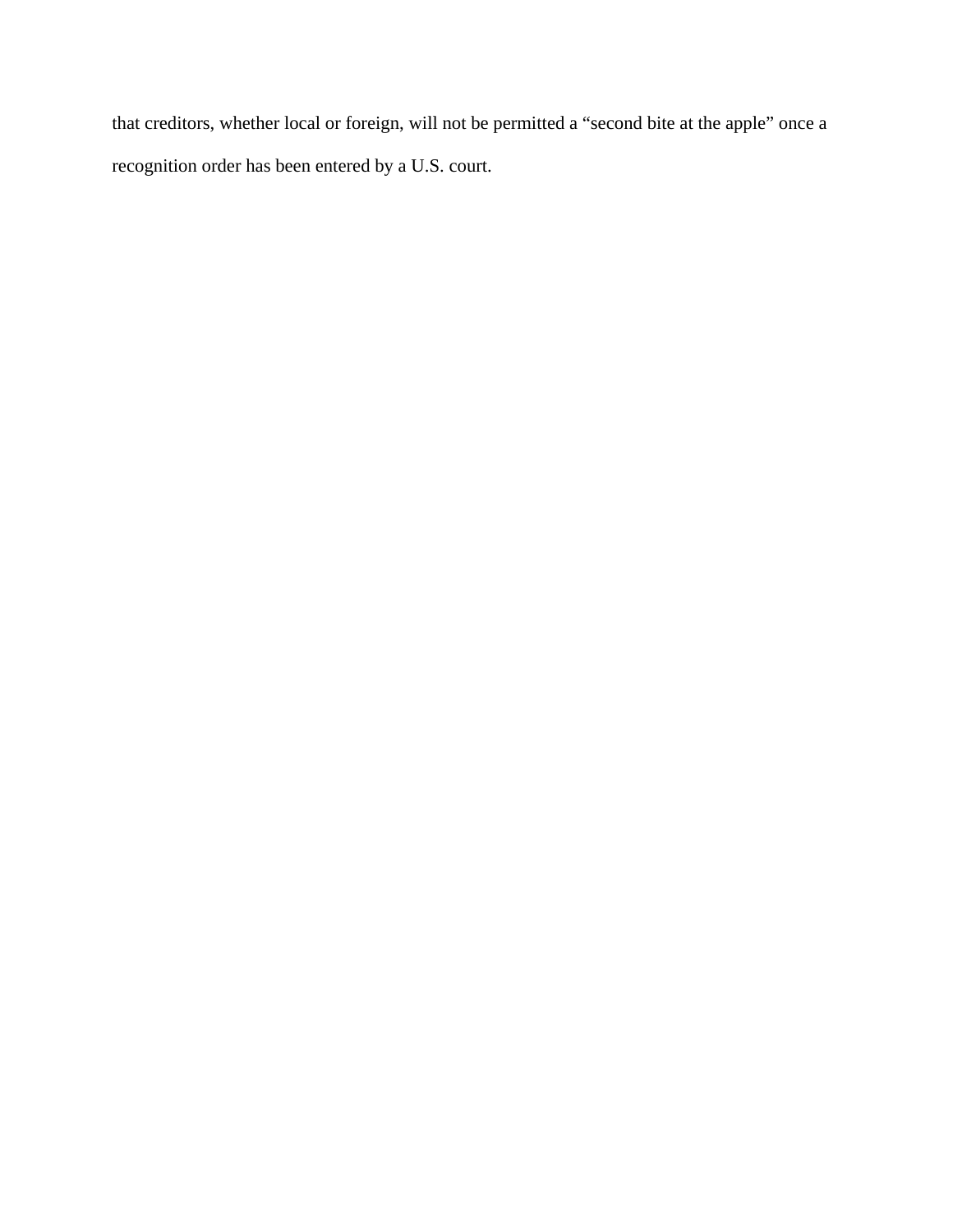that creditors, whether local or foreign, will not be permitted a "second bite at the apple" once a recognition order has been entered by a U.S. court.